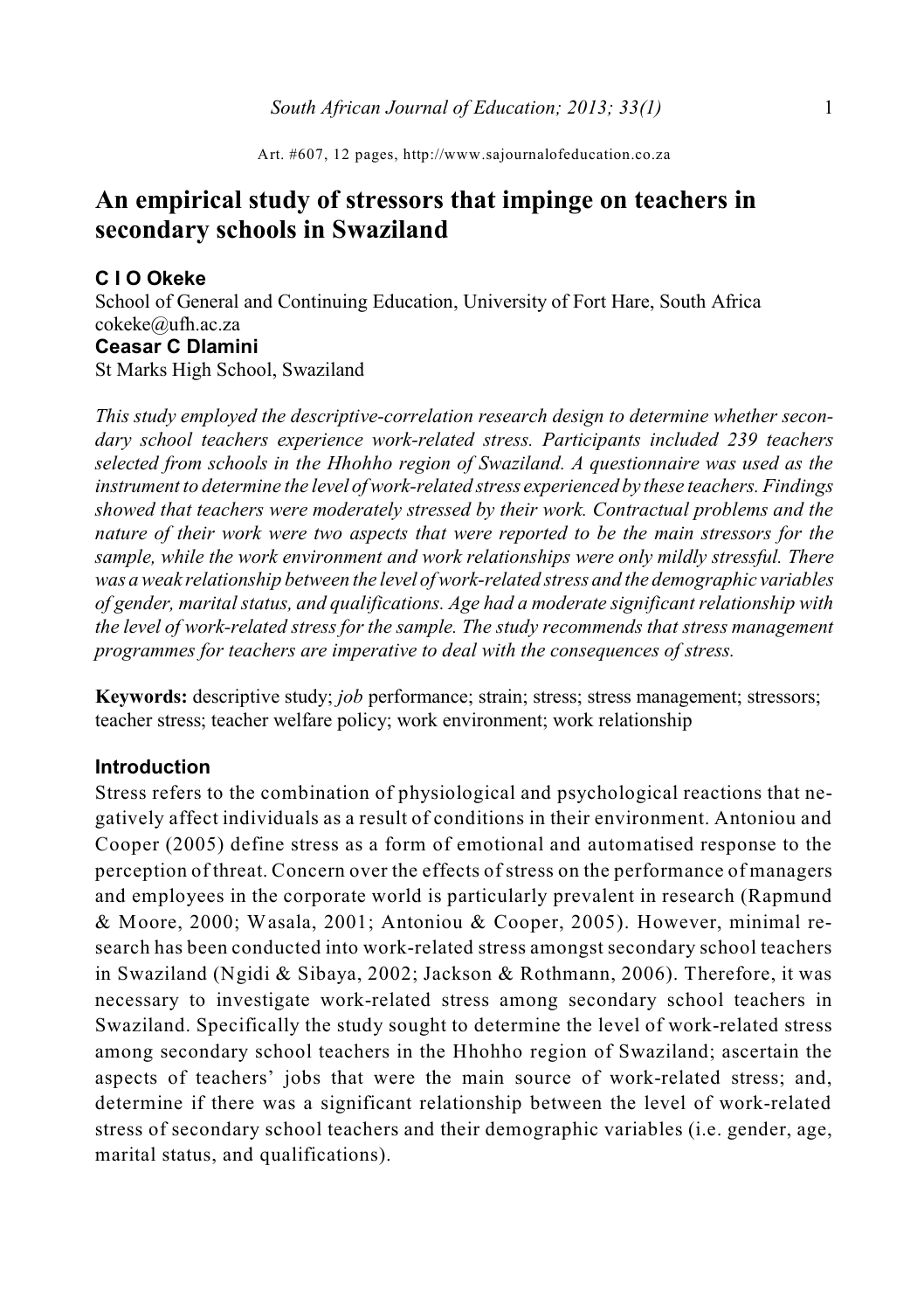# An empirical study of stressors that impinge on teachers in secondary schools in Swaziland

**C I O Okeke**
School of General and Continuing Education, University of Fort Hare, South Africa
cokeke@ufh.ac.za

**Ceasar C Dlamini**
St Marks High School, Swaziland

*This study employed the descriptive-correlation research design to determine whether secondary school teachers experience work-related stress. Participants included 239 teachers selected from schools in the Hhohho region of Swaziland. A questionnaire was used as the instrument to determine the level of work-related stress experienced by these teachers. Findings showed that teachers were moderately stressed by their work. Contractual problems and the nature of their work were two aspects that were reported to be the main stressors for the sample, while the work environment and work relationships were only mildly stressful. There was a weak relationship between the level of work-related stress and the demographic variables of gender, marital status, and qualifications. Age had a moderate significant relationship with the level of work-related stress for the sample. The study recommends that stress management programmes for teachers are imperative to deal with the consequences of stress.*

**Keywords:** descriptive study; *job* performance; strain; stress; stress management; stressors; teacher stress; teacher welfare policy; work environment; work relationship

## Introduction

Stress refers to the combination of physiological and psychological reactions that negatively affect individuals as a result of conditions in their environment. Antoniou and Cooper (2005) define stress as a form of emotional and automatised response to the perception of threat. Concern over the effects of stress on the performance of managers and employees in the corporate world is particularly prevalent in research (Rapmund & Moore, 2000; Wasala, 2001; Antoniou & Cooper, 2005). However, minimal research has been conducted into work-related stress amongst secondary school teachers in Swaziland (Ngidi & Sibaya, 2002; Jackson & Rothmann, 2006). Therefore, it was necessary to investigate work-related stress among secondary school teachers in Swaziland. Specifically the study sought to determine the level of work-related stress among secondary school teachers in the Hhohho region of Swaziland; ascertain the aspects of teachers' jobs that were the main source of work-related stress; and, determine if there was a significant relationship between the level of work-related stress of secondary school teachers and their demographic variables (i.e. gender, age, marital status, and qualifications).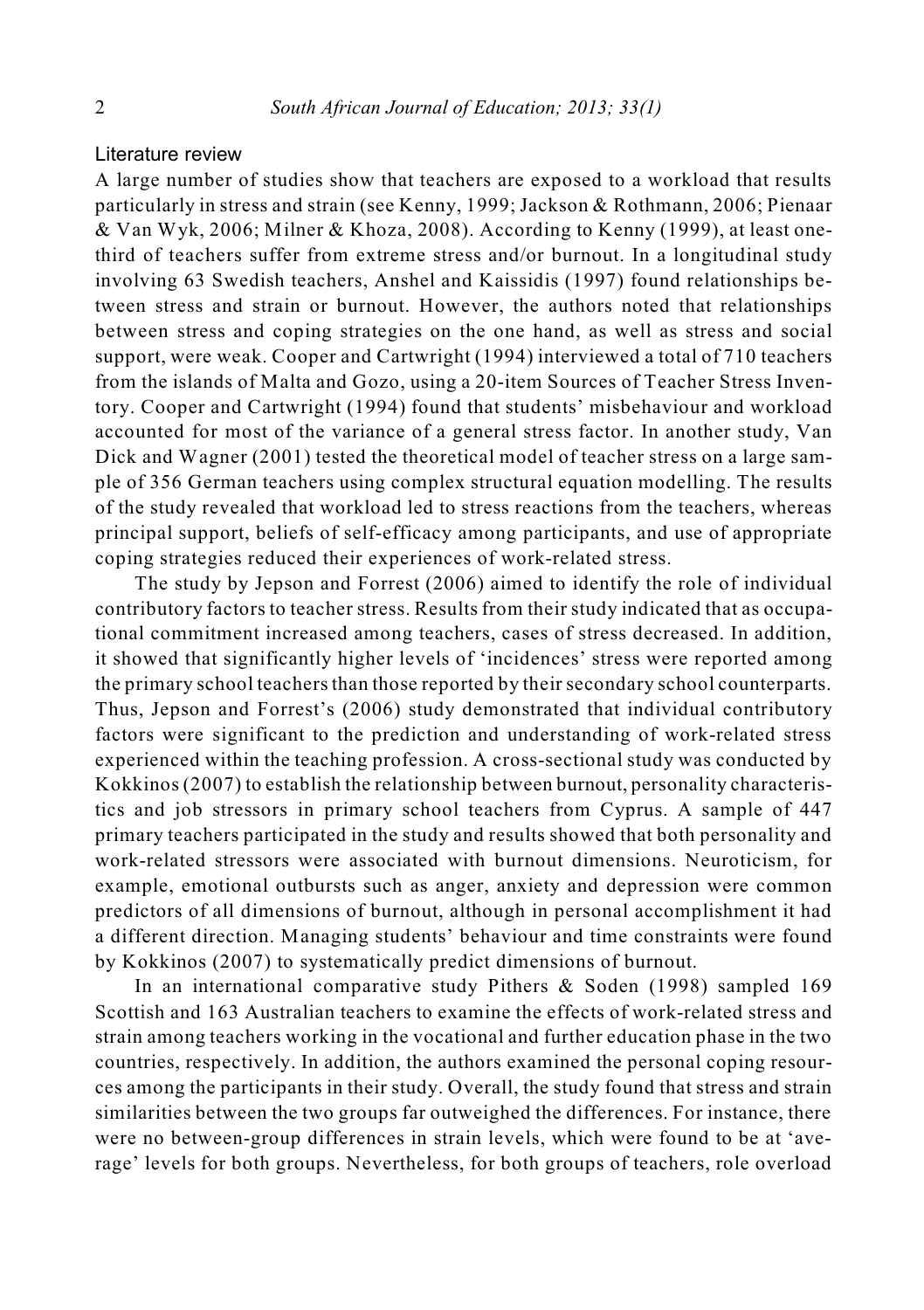## Literature review

A large number of studies show that teachers are exposed to a workload that results particularly in stress and strain (see Kenny, 1999; Jackson & Rothmann, 2006; Pienaar & Van Wyk, 2006; Milner & Khoza, 2008). According to Kenny (1999), at least one-third of teachers suffer from extreme stress and/or burnout. In a longitudinal study involving 63 Swedish teachers, Anshel and Kaissidis (1997) found relationships between stress and strain or burnout. However, the authors noted that relationships between stress and coping strategies on the one hand, as well as stress and social support, were weak. Cooper and Cartwright (1994) interviewed a total of 710 teachers from the islands of Malta and Gozo, using a 20-item Sources of Teacher Stress Inventory. Cooper and Cartwright (1994) found that students' misbehaviour and workload accounted for most of the variance of a general stress factor. In another study, Van Dick and Wagner (2001) tested the theoretical model of teacher stress on a large sample of 356 German teachers using complex structural equation modelling. The results of the study revealed that workload led to stress reactions from the teachers, whereas principal support, beliefs of self-efficacy among participants, and use of appropriate coping strategies reduced their experiences of work-related stress.

The study by Jepson and Forrest (2006) aimed to identify the role of individual contributory factors to teacher stress. Results from their study indicated that as occupational commitment increased among teachers, cases of stress decreased. In addition, it showed that significantly higher levels of 'incidences' stress were reported among the primary school teachers than those reported by their secondary school counterparts. Thus, Jepson and Forrest's (2006) study demonstrated that individual contributory factors were significant to the prediction and understanding of work-related stress experienced within the teaching profession. A cross-sectional study was conducted by Kokkinos (2007) to establish the relationship between burnout, personality characteristics and job stressors in primary school teachers from Cyprus. A sample of 447 primary teachers participated in the study and results showed that both personality and work-related stressors were associated with burnout dimensions. Neuroticism, for example, emotional outbursts such as anger, anxiety and depression were common predictors of all dimensions of burnout, although in personal accomplishment it had a different direction. Managing students' behaviour and time constraints were found by Kokkinos (2007) to systematically predict dimensions of burnout.

In an international comparative study Pithers & Soden (1998) sampled 169 Scottish and 163 Australian teachers to examine the effects of work-related stress and strain among teachers working in the vocational and further education phase in the two countries, respectively. In addition, the authors examined the personal coping resources among the participants in their study. Overall, the study found that stress and strain similarities between the two groups far outweighed the differences. For instance, there were no between-group differences in strain levels, which were found to be at 'average' levels for both groups. Nevertheless, for both groups of teachers, role overload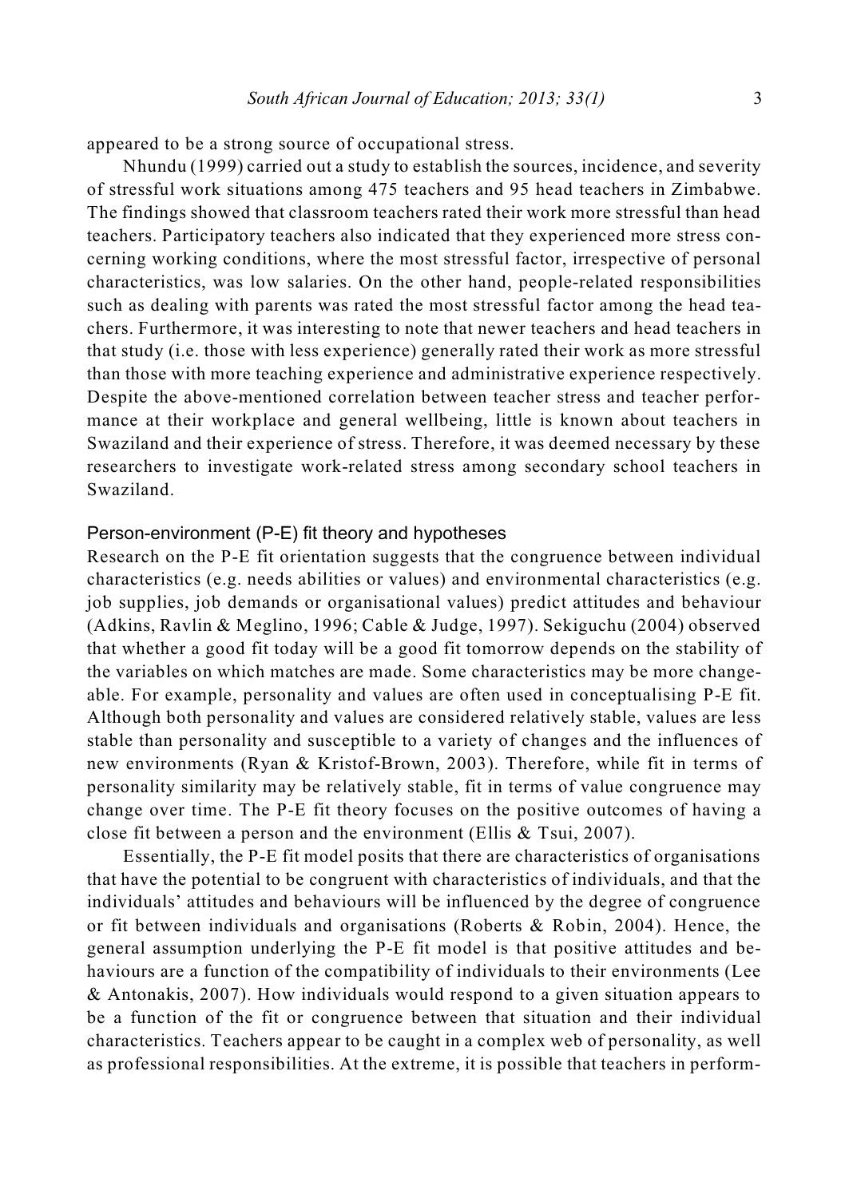appeared to be a strong source of occupational stress.

Nhundu (1999) carried out a study to establish the sources, incidence, and severity of stressful work situations among 475 teachers and 95 head teachers in Zimbabwe. The findings showed that classroom teachers rated their work more stressful than head teachers. Participatory teachers also indicated that they experienced more stress concerning working conditions, where the most stressful factor, irrespective of personal characteristics, was low salaries. On the other hand, people-related responsibilities such as dealing with parents was rated the most stressful factor among the head teachers. Furthermore, it was interesting to note that newer teachers and head teachers in that study (i.e. those with less experience) generally rated their work as more stressful than those with more teaching experience and administrative experience respectively. Despite the above-mentioned correlation between teacher stress and teacher performance at their workplace and general wellbeing, little is known about teachers in Swaziland and their experience of stress. Therefore, it was deemed necessary by these researchers to investigate work-related stress among secondary school teachers in Swaziland.

## Person-environment (P-E) fit theory and hypotheses

Research on the P-E fit orientation suggests that the congruence between individual characteristics (e.g. needs abilities or values) and environmental characteristics (e.g. job supplies, job demands or organisational values) predict attitudes and behaviour (Adkins, Ravlin & Meglino, 1996; Cable & Judge, 1997). Sekiguchu (2004) observed that whether a good fit today will be a good fit tomorrow depends on the stability of the variables on which matches are made. Some characteristics may be more changeable. For example, personality and values are often used in conceptualising P-E fit. Although both personality and values are considered relatively stable, values are less stable than personality and susceptible to a variety of changes and the influences of new environments (Ryan & Kristof-Brown, 2003). Therefore, while fit in terms of personality similarity may be relatively stable, fit in terms of value congruence may change over time. The P-E fit theory focuses on the positive outcomes of having a close fit between a person and the environment (Ellis & Tsui, 2007).

Essentially, the P-E fit model posits that there are characteristics of organisations that have the potential to be congruent with characteristics of individuals, and that the individuals' attitudes and behaviours will be influenced by the degree of congruence or fit between individuals and organisations (Roberts & Robin, 2004). Hence, the general assumption underlying the P-E fit model is that positive attitudes and behaviours are a function of the compatibility of individuals to their environments (Lee & Antonakis, 2007). How individuals would respond to a given situation appears to be a function of the fit or congruence between that situation and their individual characteristics. Teachers appear to be caught in a complex web of personality, as well as professional responsibilities. At the extreme, it is possible that teachers in perform-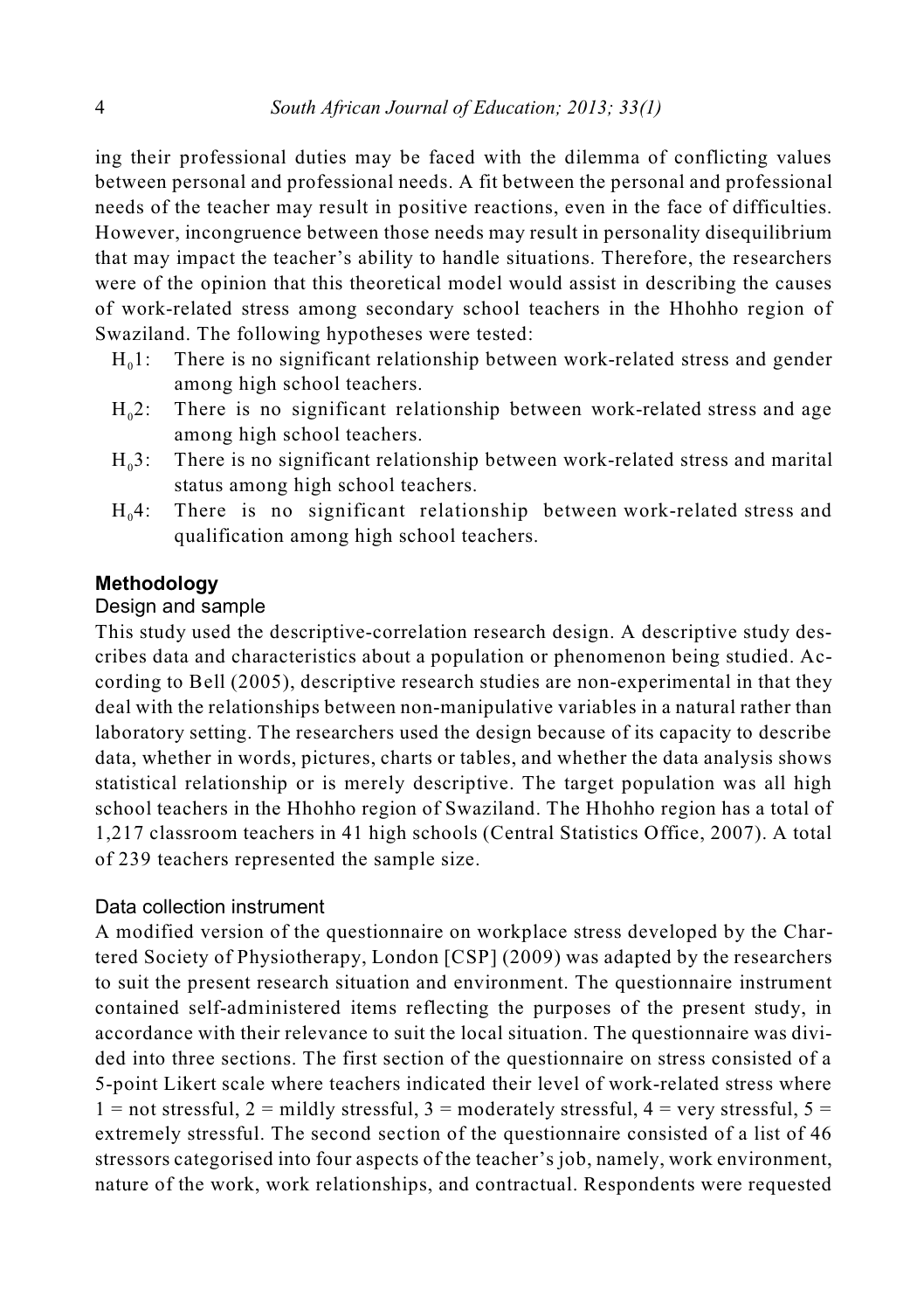ing their professional duties may be faced with the dilemma of conflicting values between personal and professional needs. A fit between the personal and professional needs of the teacher may result in positive reactions, even in the face of difficulties. However, incongruence between those needs may result in personality disequilibrium that may impact the teacher's ability to handle situations. Therefore, the researchers were of the opinion that this theoretical model would assist in describing the causes of work-related stress among secondary school teachers in the Hhohho region of Swaziland. The following hypotheses were tested:

- $H_0 1$: There is no significant relationship between work-related stress and gender among high school teachers.
- $H_0 2$: There is no significant relationship between work-related stress and age among high school teachers.
- $H_0 3$: There is no significant relationship between work-related stress and marital status among high school teachers.
- $H_0 4$: There is no significant relationship between work-related stress and qualification among high school teachers.

## Methodology

### Design and sample

This study used the descriptive-correlation research design. A descriptive study describes data and characteristics about a population or phenomenon being studied. According to Bell (2005), descriptive research studies are non-experimental in that they deal with the relationships between non-manipulative variables in a natural rather than laboratory setting. The researchers used the design because of its capacity to describe data, whether in words, pictures, charts or tables, and whether the data analysis shows statistical relationship or is merely descriptive. The target population was all high school teachers in the Hhohho region of Swaziland. The Hhohho region has a total of 1,217 classroom teachers in 41 high schools (Central Statistics Office, 2007). A total of 239 teachers represented the sample size.

### Data collection instrument

A modified version of the questionnaire on workplace stress developed by the Chartered Society of Physiotherapy, London [CSP] (2009) was adapted by the researchers to suit the present research situation and environment. The questionnaire instrument contained self-administered items reflecting the purposes of the present study, in accordance with their relevance to suit the local situation. The questionnaire was divided into three sections. The first section of the questionnaire on stress consisted of a 5-point Likert scale where teachers indicated their level of work-related stress where 1 = not stressful, 2 = mildly stressful, 3 = moderately stressful, 4 = very stressful, 5 = extremely stressful. The second section of the questionnaire consisted of a list of 46 stressors categorised into four aspects of the teacher's job, namely, work environment, nature of the work, work relationships, and contractual. Respondents were requested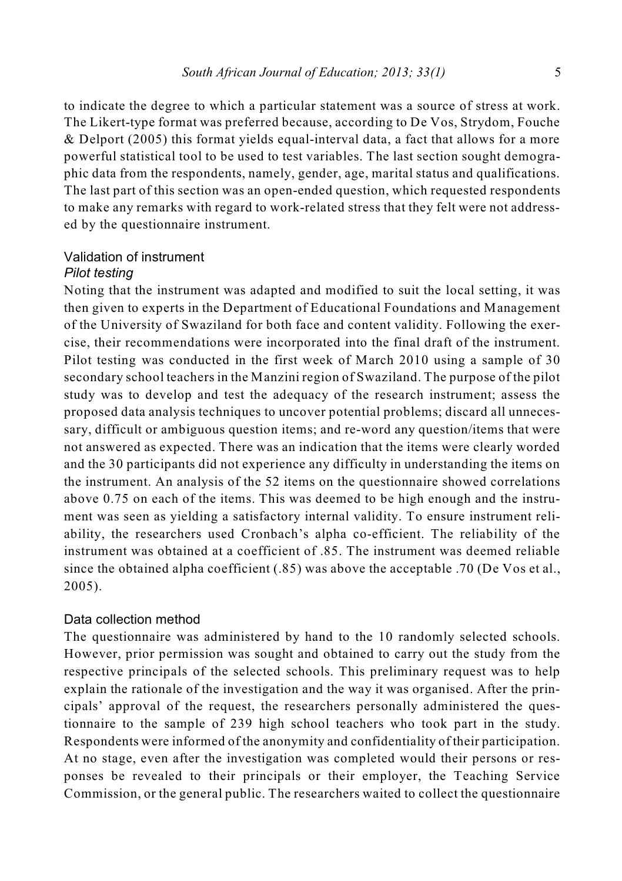to indicate the degree to which a particular statement was a source of stress at work. The Likert-type format was preferred because, according to De Vos, Strydom, Fouche & Delport (2005) this format yields equal-interval data, a fact that allows for a more powerful statistical tool to be used to test variables. The last section sought demographic data from the respondents, namely, gender, age, marital status and qualifications. The last part of this section was an open-ended question, which requested respondents to make any remarks with regard to work-related stress that they felt were not addressed by the questionnaire instrument.

## Validation of instrument

### *Pilot testing*

Noting that the instrument was adapted and modified to suit the local setting, it was then given to experts in the Department of Educational Foundations and Management of the University of Swaziland for both face and content validity. Following the exercise, their recommendations were incorporated into the final draft of the instrument. Pilot testing was conducted in the first week of March 2010 using a sample of 30 secondary school teachers in the Manzini region of Swaziland. The purpose of the pilot study was to develop and test the adequacy of the research instrument; assess the proposed data analysis techniques to uncover potential problems; discard all unnecessary, difficult or ambiguous question items; and re-word any question/items that were not answered as expected. There was an indication that the items were clearly worded and the 30 participants did not experience any difficulty in understanding the items on the instrument. An analysis of the 52 items on the questionnaire showed correlations above 0.75 on each of the items. This was deemed to be high enough and the instrument was seen as yielding a satisfactory internal validity. To ensure instrument reliability, the researchers used Cronbach's alpha co-efficient. The reliability of the instrument was obtained at a coefficient of .85. The instrument was deemed reliable since the obtained alpha coefficient (.85) was above the acceptable .70 (De Vos et al., 2005).

## Data collection method

The questionnaire was administered by hand to the 10 randomly selected schools. However, prior permission was sought and obtained to carry out the study from the respective principals of the selected schools. This preliminary request was to help explain the rationale of the investigation and the way it was organised. After the principals' approval of the request, the researchers personally administered the questionnaire to the sample of 239 high school teachers who took part in the study. Respondents were informed of the anonymity and confidentiality of their participation. At no stage, even after the investigation was completed would their persons or responses be revealed to their principals or their employer, the Teaching Service Commission, or the general public. The researchers waited to collect the questionnaire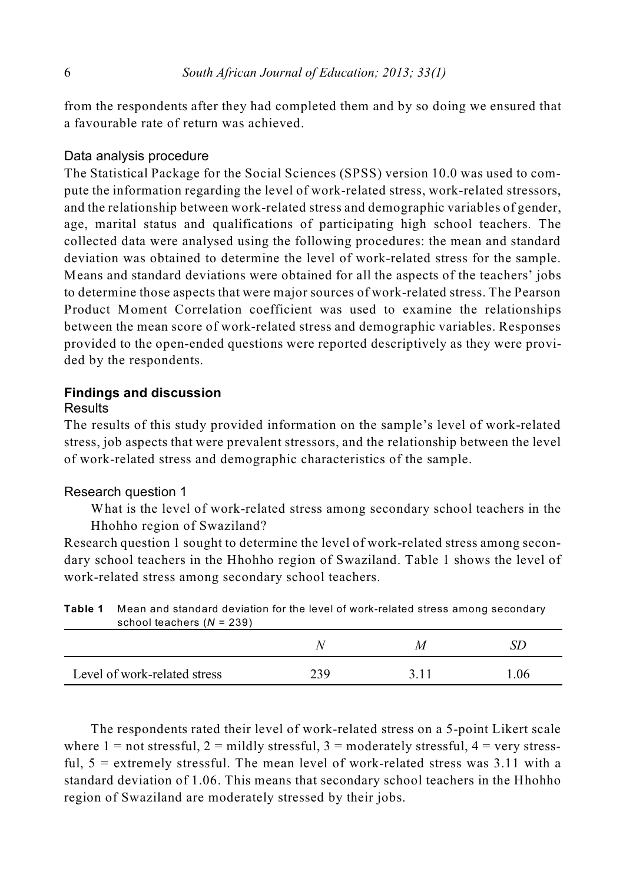from the respondents after they had completed them and by so doing we ensured that a favourable rate of return was achieved.

### Data analysis procedure

The Statistical Package for the Social Sciences (SPSS) version 10.0 was used to compute the information regarding the level of work-related stress, work-related stressors, and the relationship between work-related stress and demographic variables of gender, age, marital status and qualifications of participating high school teachers. The collected data were analysed using the following procedures: the mean and standard deviation was obtained to determine the level of work-related stress for the sample. Means and standard deviations were obtained for all the aspects of the teachers' jobs to determine those aspects that were major sources of work-related stress. The Pearson Product Moment Correlation coefficient was used to examine the relationships between the mean score of work-related stress and demographic variables. Responses provided to the open-ended questions were reported descriptively as they were provided by the respondents.

## Findings and discussion

### Results

The results of this study provided information on the sample's level of work-related stress, job aspects that were prevalent stressors, and the relationship between the level of work-related stress and demographic characteristics of the sample.

### Research question 1

> What is the level of work-related stress among secondary school teachers in the Hhohho region of Swaziland?

Research question 1 sought to determine the level of work-related stress among secondary school teachers in the Hhohho region of Swaziland. Table 1 shows the level of work-related stress among secondary school teachers.

**Table 1** Mean and standard deviation for the level of work-related stress among secondary school teachers ($N$ = 239)

| | $N$ | $M$ | $SD$ |
|---|---|---|---|
| Level of work-related stress | 239 | 3.11 | 1.06 |

The respondents rated their level of work-related stress on a 5-point Likert scale where 1 = not stressful, 2 = mildly stressful, 3 = moderately stressful, 4 = very stressful, 5 = extremely stressful. The mean level of work-related stress was 3.11 with a standard deviation of 1.06. This means that secondary school teachers in the Hhohho region of Swaziland are moderately stressed by their jobs.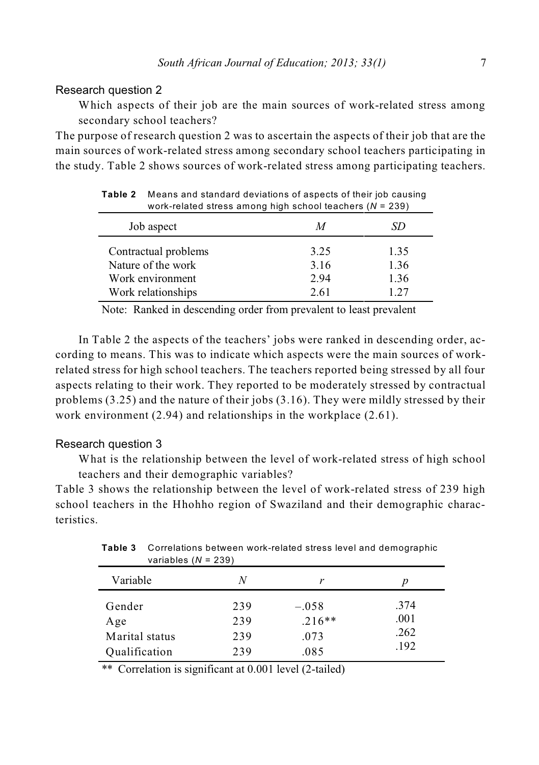### Research question 2

Which aspects of their job are the main sources of work-related stress among secondary school teachers?

The purpose of research question 2 was to ascertain the aspects of their job that are the main sources of work-related stress among secondary school teachers participating in the study. Table 2 shows sources of work-related stress among participating teachers.

**Table 2** Means and standard deviations of aspects of their job causing work-related stress among high school teachers (*N* = 239)

| Job aspect | *M* | *SD* |
|---|---|---|
| Contractual problems | 3.25 | 1.35 |
| Nature of the work | 3.16 | 1.36 |
| Work environment | 2.94 | 1.36 |
| Work relationships | 2.61 | 1.27 |

Note: Ranked in descending order from prevalent to least prevalent

In Table 2 the aspects of the teachers' jobs were ranked in descending order, according to means. This was to indicate which aspects were the main sources of work-related stress for high school teachers. The teachers reported being stressed by all four aspects relating to their work. They reported to be moderately stressed by contractual problems (3.25) and the nature of their jobs (3.16). They were mildly stressed by their work environment (2.94) and relationships in the workplace (2.61).

### Research question 3

What is the relationship between the level of work-related stress of high school teachers and their demographic variables?

Table 3 shows the relationship between the level of work-related stress of 239 high school teachers in the Hhohho region of Swaziland and their demographic characteristics.

**Table 3** Correlations between work-related stress level and demographic variables (*N* = 239)

| Variable | *N* | *r* | *p* |
|---|---|---|---|
| Gender | 239 | –.058 | .374 |
| Age | 239 | .216** | .001 |
| Marital status | 239 | .073 | .262 |
| Qualification | 239 | .085 | .192 |

** Correlation is significant at 0.001 level (2-tailed)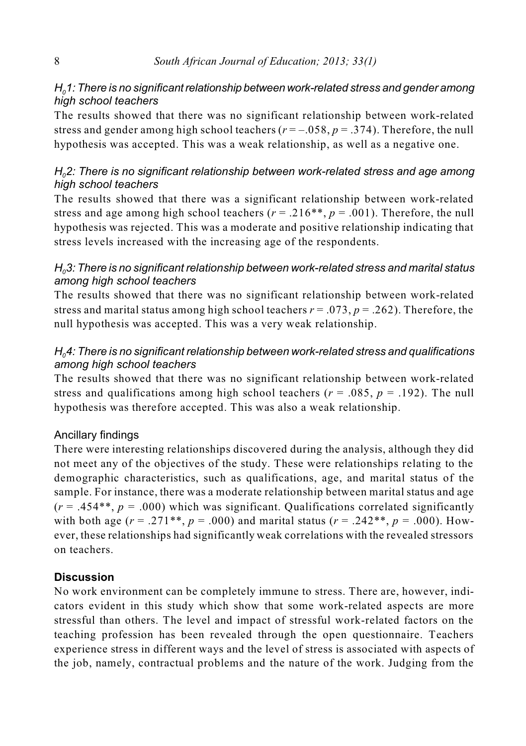### *$H_0$1: There is no significant relationship between work-related stress and gender among high school teachers*

The results showed that there was no significant relationship between work-related stress and gender among high school teachers ($r = -.058$, $p = .374$). Therefore, the null hypothesis was accepted. This was a weak relationship, as well as a negative one.

### *$H_0$2: There is no significant relationship between work-related stress and age among high school teachers*

The results showed that there was a significant relationship between work-related stress and age among high school teachers ($r = .216^{**}$, $p = .001$). Therefore, the null hypothesis was rejected. This was a moderate and positive relationship indicating that stress levels increased with the increasing age of the respondents.

### *$H_0$3: There is no significant relationship between work-related stress and marital status among high school teachers*

The results showed that there was no significant relationship between work-related stress and marital status among high school teachers $r = .073$, $p = .262$). Therefore, the null hypothesis was accepted. This was a very weak relationship.

### *$H_0$4: There is no significant relationship between work-related stress and qualifications among high school teachers*

The results showed that there was no significant relationship between work-related stress and qualifications among high school teachers ($r = .085$, $p = .192$). The null hypothesis was therefore accepted. This was also a weak relationship.

### Ancillary findings

There were interesting relationships discovered during the analysis, although they did not meet any of the objectives of the study. These were relationships relating to the demographic characteristics, such as qualifications, age, and marital status of the sample. For instance, there was a moderate relationship between marital status and age ($r = .454^{**}$, $p = .000$) which was significant. Qualifications correlated significantly with both age ($r = .271^{**}$, $p = .000$) and marital status ($r = .242^{**}$, $p = .000$). However, these relationships had significantly weak correlations with the revealed stressors on teachers.

## Discussion

No work environment can be completely immune to stress. There are, however, indicators evident in this study which show that some work-related aspects are more stressful than others. The level and impact of stressful work-related factors on the teaching profession has been revealed through the open questionnaire. Teachers experience stress in different ways and the level of stress is associated with aspects of the job, namely, contractual problems and the nature of the work. Judging from the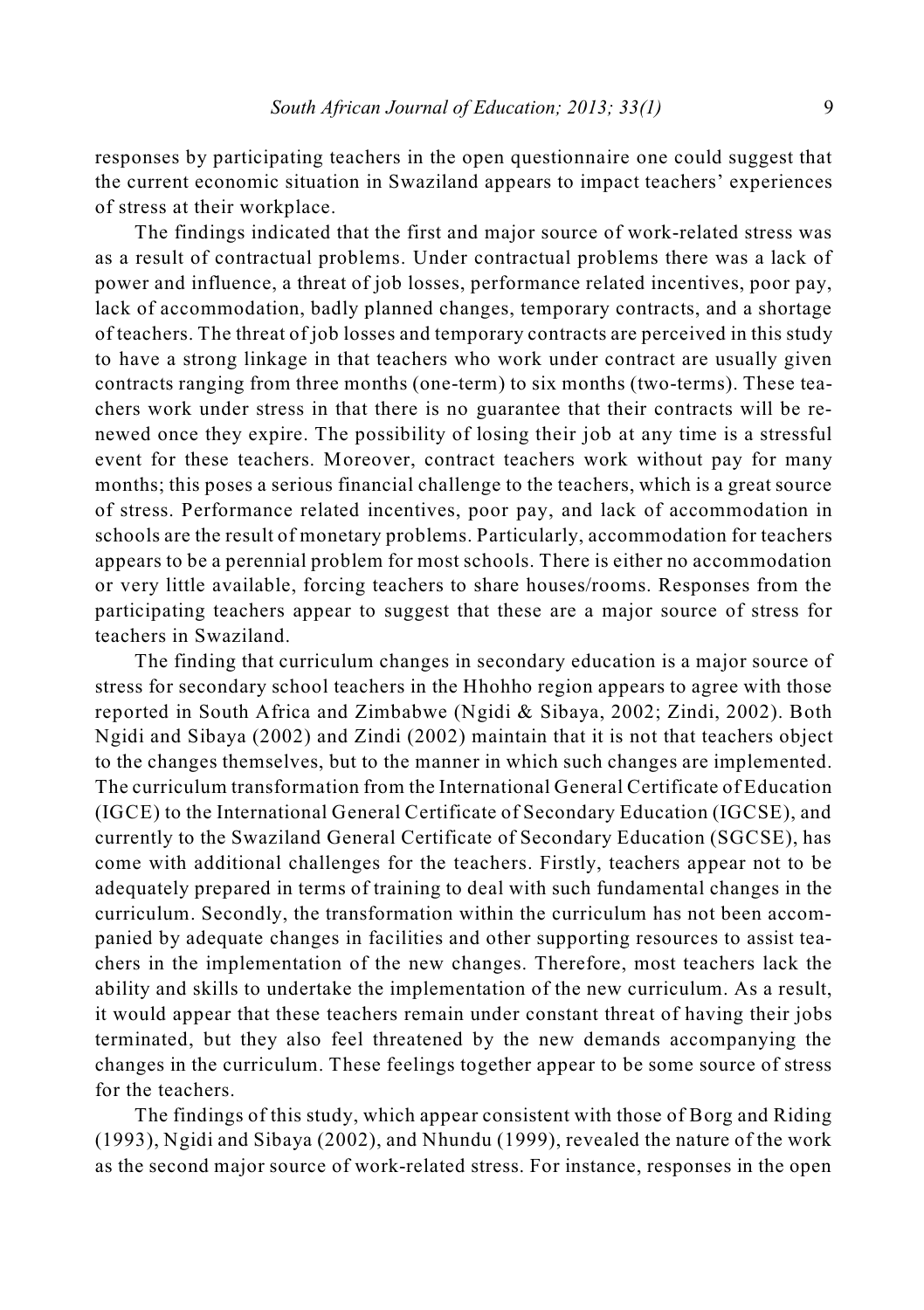responses by participating teachers in the open questionnaire one could suggest that the current economic situation in Swaziland appears to impact teachers' experiences of stress at their workplace.

The findings indicated that the first and major source of work-related stress was as a result of contractual problems. Under contractual problems there was a lack of power and influence, a threat of job losses, performance related incentives, poor pay, lack of accommodation, badly planned changes, temporary contracts, and a shortage of teachers. The threat of job losses and temporary contracts are perceived in this study to have a strong linkage in that teachers who work under contract are usually given contracts ranging from three months (one-term) to six months (two-terms). These teachers work under stress in that there is no guarantee that their contracts will be renewed once they expire. The possibility of losing their job at any time is a stressful event for these teachers. Moreover, contract teachers work without pay for many months; this poses a serious financial challenge to the teachers, which is a great source of stress. Performance related incentives, poor pay, and lack of accommodation in schools are the result of monetary problems. Particularly, accommodation for teachers appears to be a perennial problem for most schools. There is either no accommodation or very little available, forcing teachers to share houses/rooms. Responses from the participating teachers appear to suggest that these are a major source of stress for teachers in Swaziland.

The finding that curriculum changes in secondary education is a major source of stress for secondary school teachers in the Hhohho region appears to agree with those reported in South Africa and Zimbabwe (Ngidi & Sibaya, 2002; Zindi, 2002). Both Ngidi and Sibaya (2002) and Zindi (2002) maintain that it is not that teachers object to the changes themselves, but to the manner in which such changes are implemented. The curriculum transformation from the International General Certificate of Education (IGCE) to the International General Certificate of Secondary Education (IGCSE), and currently to the Swaziland General Certificate of Secondary Education (SGCSE), has come with additional challenges for the teachers. Firstly, teachers appear not to be adequately prepared in terms of training to deal with such fundamental changes in the curriculum. Secondly, the transformation within the curriculum has not been accompanied by adequate changes in facilities and other supporting resources to assist teachers in the implementation of the new changes. Therefore, most teachers lack the ability and skills to undertake the implementation of the new curriculum. As a result, it would appear that these teachers remain under constant threat of having their jobs terminated, but they also feel threatened by the new demands accompanying the changes in the curriculum. These feelings together appear to be some source of stress for the teachers.

The findings of this study, which appear consistent with those of Borg and Riding (1993), Ngidi and Sibaya (2002), and Nhundu (1999), revealed the nature of the work as the second major source of work-related stress. For instance, responses in the open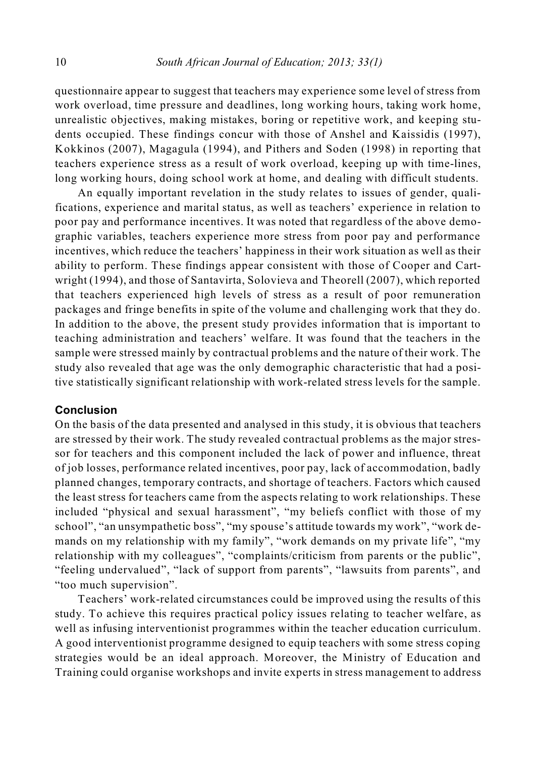questionnaire appear to suggest that teachers may experience some level of stress from work overload, time pressure and deadlines, long working hours, taking work home, unrealistic objectives, making mistakes, boring or repetitive work, and keeping students occupied. These findings concur with those of Anshel and Kaissidis (1997), Kokkinos (2007), Magagula (1994), and Pithers and Soden (1998) in reporting that teachers experience stress as a result of work overload, keeping up with time-lines, long working hours, doing school work at home, and dealing with difficult students.

An equally important revelation in the study relates to issues of gender, qualifications, experience and marital status, as well as teachers' experience in relation to poor pay and performance incentives. It was noted that regardless of the above demographic variables, teachers experience more stress from poor pay and performance incentives, which reduce the teachers' happiness in their work situation as well as their ability to perform. These findings appear consistent with those of Cooper and Cartwright (1994), and those of Santavirta, Solovieva and Theorell (2007), which reported that teachers experienced high levels of stress as a result of poor remuneration packages and fringe benefits in spite of the volume and challenging work that they do. In addition to the above, the present study provides information that is important to teaching administration and teachers' welfare. It was found that the teachers in the sample were stressed mainly by contractual problems and the nature of their work. The study also revealed that age was the only demographic characteristic that had a positive statistically significant relationship with work-related stress levels for the sample.

## Conclusion

On the basis of the data presented and analysed in this study, it is obvious that teachers are stressed by their work. The study revealed contractual problems as the major stressor for teachers and this component included the lack of power and influence, threat of job losses, performance related incentives, poor pay, lack of accommodation, badly planned changes, temporary contracts, and shortage of teachers. Factors which caused the least stress for teachers came from the aspects relating to work relationships. These included "physical and sexual harassment", "my beliefs conflict with those of my school", "an unsympathetic boss", "my spouse's attitude towards my work", "work demands on my relationship with my family", "work demands on my private life", "my relationship with my colleagues", "complaints/criticism from parents or the public", "feeling undervalued", "lack of support from parents", "lawsuits from parents", and "too much supervision".

Teachers' work-related circumstances could be improved using the results of this study. To achieve this requires practical policy issues relating to teacher welfare, as well as infusing interventionist programmes within the teacher education curriculum. A good interventionist programme designed to equip teachers with some stress coping strategies would be an ideal approach. Moreover, the Ministry of Education and Training could organise workshops and invite experts in stress management to address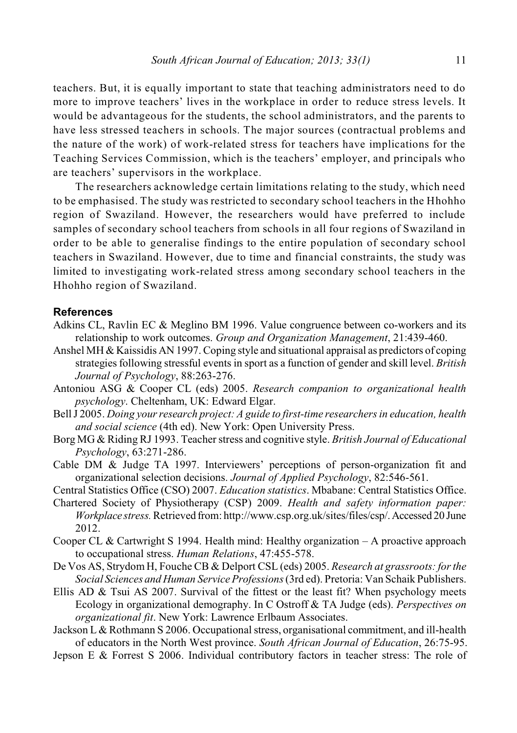teachers. But, it is equally important to state that teaching administrators need to do more to improve teachers' lives in the workplace in order to reduce stress levels. It would be advantageous for the students, the school administrators, and the parents to have less stressed teachers in schools. The major sources (contractual problems and the nature of the work) of work-related stress for teachers have implications for the Teaching Services Commission, which is the teachers' employer, and principals who are teachers' supervisors in the workplace.

The researchers acknowledge certain limitations relating to the study, which need to be emphasised. The study was restricted to secondary school teachers in the Hhohho region of Swaziland. However, the researchers would have preferred to include samples of secondary school teachers from schools in all four regions of Swaziland in order to be able to generalise findings to the entire population of secondary school teachers in Swaziland. However, due to time and financial constraints, the study was limited to investigating work-related stress among secondary school teachers in the Hhohho region of Swaziland.

## References

Adkins CL, Ravlin EC & Meglino BM 1996. Value congruence between co-workers and its relationship to work outcomes. *Group and Organization Management*, 21:439-460.

Anshel MH & Kaissidis AN 1997. Coping style and situational appraisal as predictors of coping strategies following stressful events in sport as a function of gender and skill level. *British Journal of Psychology*, 88:263-276.

Antoniou ASG & Cooper CL (eds) 2005. *Research companion to organizational health psychology*. Cheltenham, UK: Edward Elgar.

Bell J 2005. *Doing your research project: A guide to first-time researchers in education, health and social science* (4th ed). New York: Open University Press.

Borg MG & Riding RJ 1993. Teacher stress and cognitive style. *British Journal of Educational Psychology*, 63:271-286.

Cable DM & Judge TA 1997. Interviewers' perceptions of person-organization fit and organizational selection decisions. *Journal of Applied Psychology*, 82:546-561.

Central Statistics Office (CSO) 2007. *Education statistics*. Mbabane: Central Statistics Office.

Chartered Society of Physiotherapy (CSP) 2009. *Health and safety information paper: Workplace stress.* Retrieved from: http://www.csp.org.uk/sites/files/csp/. Accessed 20 June 2012.

Cooper CL & Cartwright S 1994. Health mind: Healthy organization – A proactive approach to occupational stress. *Human Relations*, 47:455-578.

De Vos AS, Strydom H, Fouche CB & Delport CSL (eds) 2005. *Research at grassroots: for the Social Sciences and Human Service Professions* (3rd ed). Pretoria: Van Schaik Publishers.

Ellis AD & Tsui AS 2007. Survival of the fittest or the least fit? When psychology meets Ecology in organizational demography. In C Ostroff & TA Judge (eds). *Perspectives on organizational fit*. New York: Lawrence Erlbaum Associates.

Jackson L & Rothmann S 2006. Occupational stress, organisational commitment, and ill-health of educators in the North West province. *South African Journal of Education*, 26:75-95.

Jepson E & Forrest S 2006. Individual contributory factors in teacher stress: The role of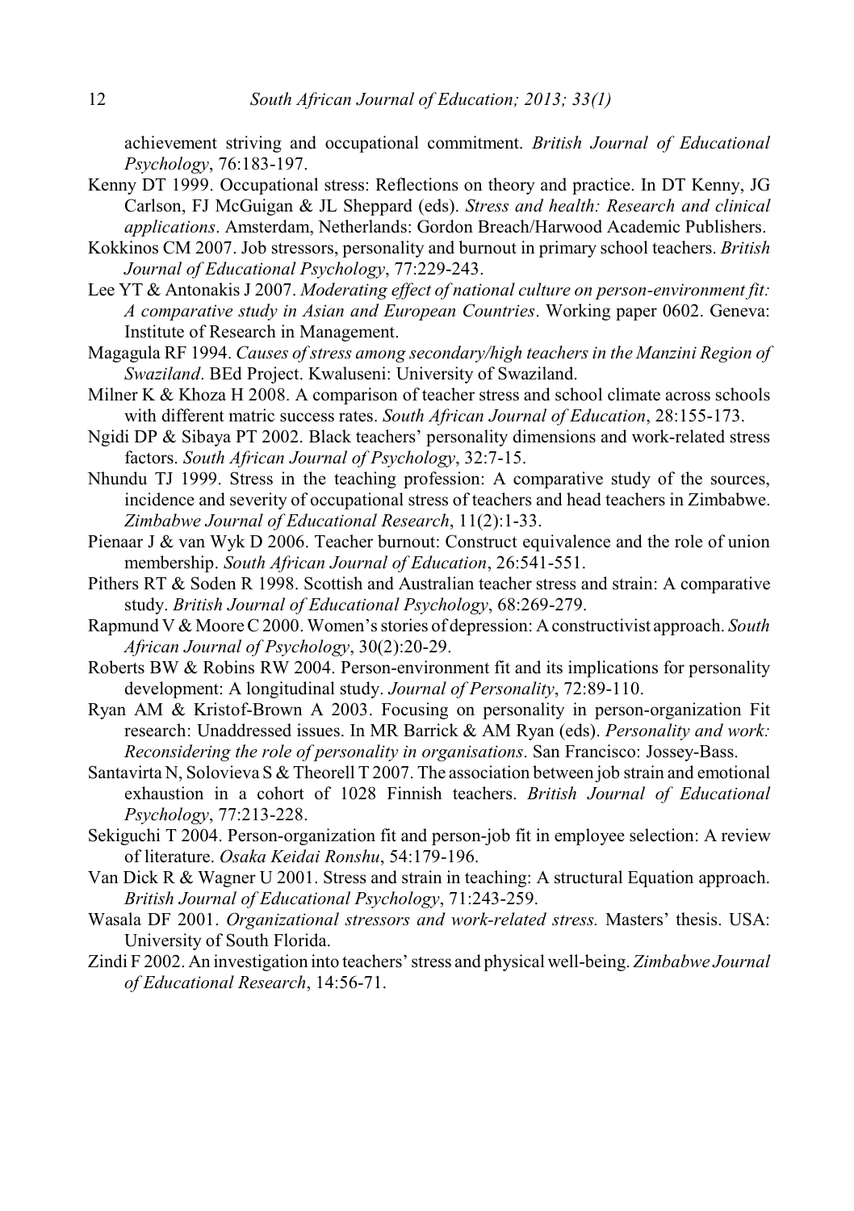achievement striving and occupational commitment. *British Journal of Educational Psychology*, 76:183-197.

Kenny DT 1999. Occupational stress: Reflections on theory and practice. In DT Kenny, JG Carlson, FJ McGuigan & JL Sheppard (eds). *Stress and health: Research and clinical applications*. Amsterdam, Netherlands: Gordon Breach/Harwood Academic Publishers.

Kokkinos CM 2007. Job stressors, personality and burnout in primary school teachers. *British Journal of Educational Psychology*, 77:229-243.

Lee YT & Antonakis J 2007. *Moderating effect of national culture on person-environment fit: A comparative study in Asian and European Countries*. Working paper 0602. Geneva: Institute of Research in Management.

Magagula RF 1994. *Causes of stress among secondary/high teachers in the Manzini Region of Swaziland*. BEd Project. Kwaluseni: University of Swaziland.

Milner K & Khoza H 2008. A comparison of teacher stress and school climate across schools with different matric success rates. *South African Journal of Education*, 28:155-173.

Ngidi DP & Sibaya PT 2002. Black teachers' personality dimensions and work-related stress factors. *South African Journal of Psychology*, 32:7-15.

Nhundu TJ 1999. Stress in the teaching profession: A comparative study of the sources, incidence and severity of occupational stress of teachers and head teachers in Zimbabwe. *Zimbabwe Journal of Educational Research*, 11(2):1-33.

Pienaar J & van Wyk D 2006. Teacher burnout: Construct equivalence and the role of union membership. *South African Journal of Education*, 26:541-551.

Pithers RT & Soden R 1998. Scottish and Australian teacher stress and strain: A comparative study. *British Journal of Educational Psychology*, 68:269-279.

Rapmund V & Moore C 2000. Women's stories of depression: A constructivist approach. *South African Journal of Psychology*, 30(2):20-29.

Roberts BW & Robins RW 2004. Person-environment fit and its implications for personality development: A longitudinal study. *Journal of Personality*, 72:89-110.

Ryan AM & Kristof-Brown A 2003. Focusing on personality in person-organization Fit research: Unaddressed issues. In MR Barrick & AM Ryan (eds). *Personality and work: Reconsidering the role of personality in organisations*. San Francisco: Jossey-Bass.

Santavirta N, Solovieva S & Theorell T 2007. The association between job strain and emotional exhaustion in a cohort of 1028 Finnish teachers. *British Journal of Educational Psychology*, 77:213-228.

Sekiguchi T 2004. Person-organization fit and person-job fit in employee selection: A review of literature. *Osaka Keidai Ronshu*, 54:179-196.

Van Dick R & Wagner U 2001. Stress and strain in teaching: A structural Equation approach. *British Journal of Educational Psychology*, 71:243-259.

Wasala DF 2001. *Organizational stressors and work-related stress.* Masters' thesis. USA: University of South Florida.

Zindi F 2002. An investigation into teachers' stress and physical well-being. *Zimbabwe Journal of Educational Research*, 14:56-71.